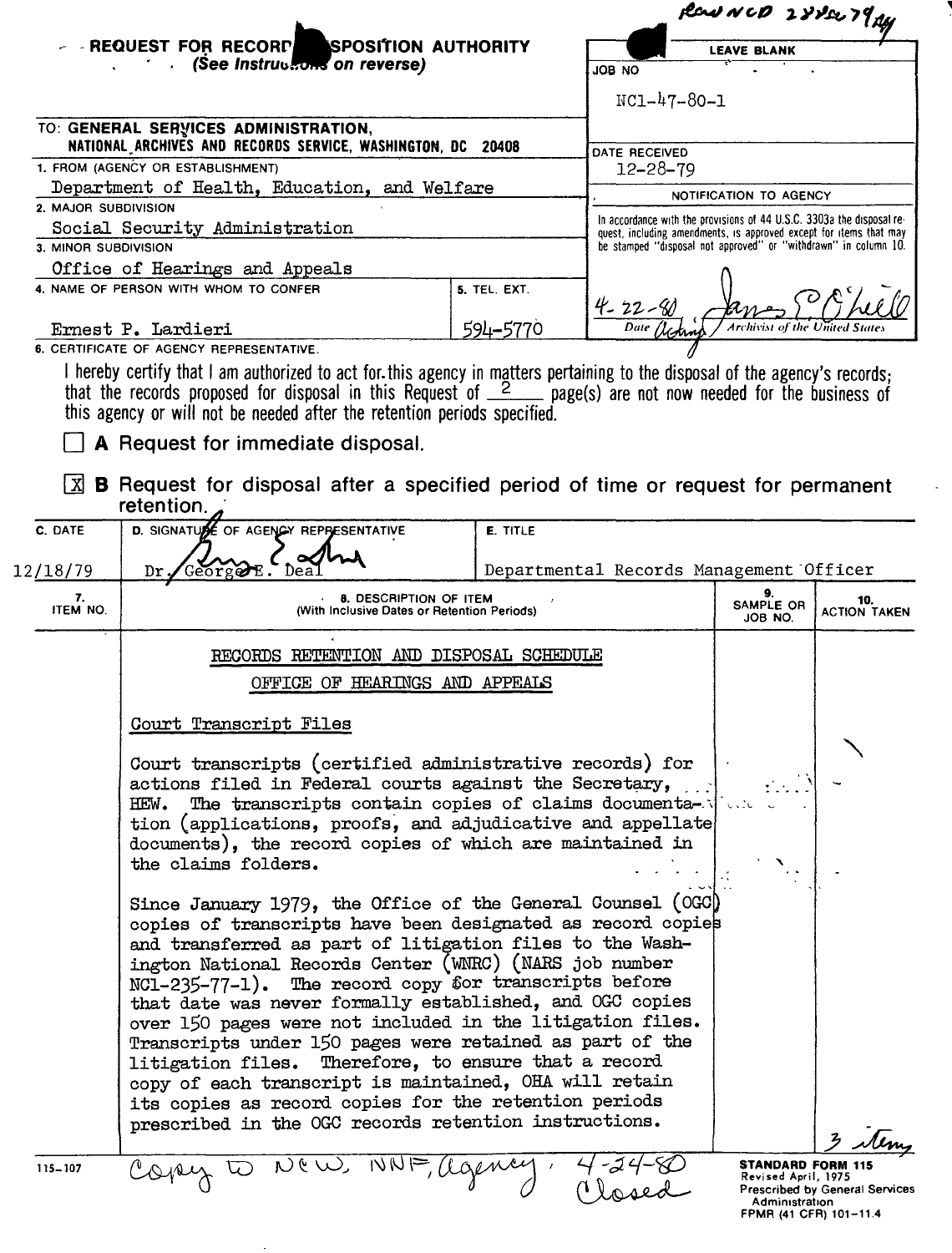Recd NCD 28Dec79

**REQUEST FOR RECORDS DISPOSITION AUTHORITY**
*(See Instructions on reverse)*

| LEAVE BLANK |
|---|
| JOB NO: NC1-47-80-1 |
| DATE RECEIVED: 12-28-79 |
| NOTIFICATION TO AGENCY |
| In accordance with the provisions of 44 U.S.C. 3303a the disposal request, including amendments, is approved except for items that may be stamped "disposal not approved" or "withdrawn" in column 10. |
| 4-22-80 — Date; Acting Archivist of the United States (signature) |

TO: **GENERAL SERVICES ADMINISTRATION, NATIONAL ARCHIVES AND RECORDS SERVICE, WASHINGTON, DC 20408**

1. FROM (AGENCY OR ESTABLISHMENT)
   Department of Health, Education, and Welfare
2. MAJOR SUBDIVISION
   Social Security Administration
3. MINOR SUBDIVISION
   Office of Hearings and Appeals
4. NAME OF PERSON WITH WHOM TO CONFER
   Ernest P. Lardieri
5. TEL. EXT.
   594-5770

6. CERTIFICATE OF AGENCY REPRESENTATIVE.

I hereby certify that I am authorized to act for this agency in matters pertaining to the disposal of the agency's records; that the records proposed for disposal in this Request of 2 page(s) are not now needed for the business of this agency or will not be needed after the retention periods specified.

☐ **A** Request for immediate disposal.

☒ **B** Request for disposal after a specified period of time or request for permanent retention.

| C. DATE | D. SIGNATURE OF AGENCY REPRESENTATIVE | E. TITLE |
|---|---|---|
| 12/18/79 | Dr. George E. Deal | Departmental Records Management Officer |

| 7. ITEM NO. | 8. DESCRIPTION OF ITEM (With Inclusive Dates or Retention Periods) | 9. SAMPLE OR JOB NO. | 10. ACTION TAKEN |
|---|---|---|---|
| | RECORDS RETENTION AND DISPOSAL SCHEDULE | | |
| | OFFICE OF HEARINGS AND APPEALS | | |
| | Court Transcript Files | | |
| | Court transcripts (certified administrative records) for actions filed in Federal courts against the Secretary, HEW. The transcripts contain copies of claims documentation (applications, proofs, and adjudicative and appellate documents), the record copies of which are maintained in the claims folders. | | |
| | Since January 1979, the Office of the General Counsel (OGC) copies of transcripts have been designated as record copies and transferred as part of litigation files to the Washington National Records Center (WNRC) (NARS job number NC1-235-77-1). The record copy for transcripts before that date was never formally established, and OGC copies over 150 pages were not included in the litigation files. Transcripts under 150 pages were retained as part of the litigation files. Therefore, to ensure that a record copy of each transcript is maintained, OHA will retain its copies as record copies for the retention periods prescribed in the OGC records retention instructions. | | |

3 items

115-107

Copy to NCW, NNF, Agency, 4-24-80
Closed

**STANDARD FORM 115**
Revised April, 1975
Prescribed by General Services Administration
FPMR (41 CFR) 101-11.4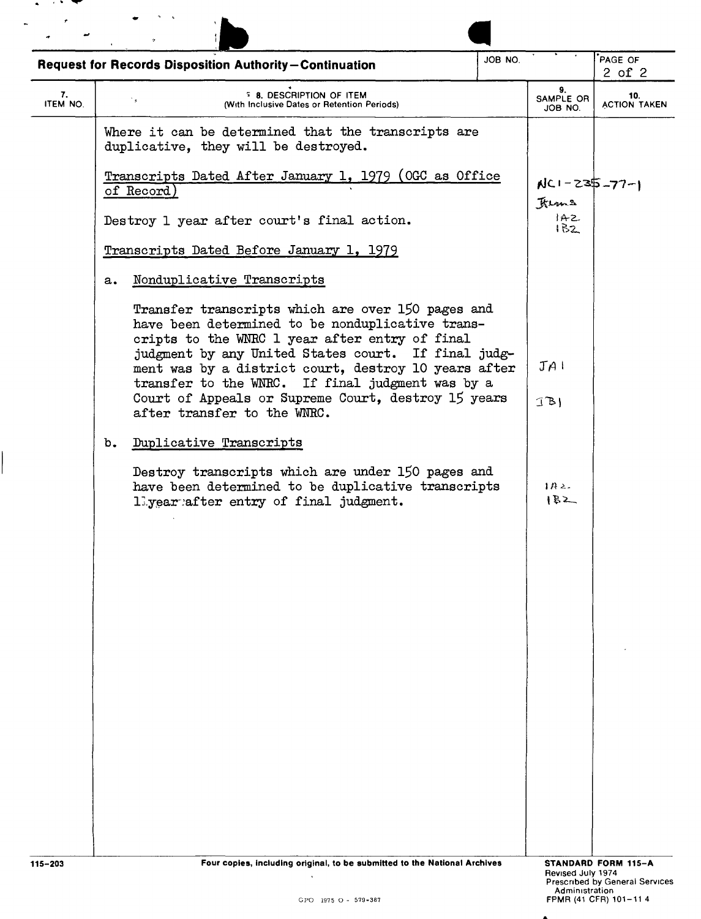**Request for Records Disposition Authority—Continuation**

| 7. ITEM NO. | 8. DESCRIPTION OF ITEM (With Inclusive Dates or Retention Periods) | 9. SAMPLE OR JOB NO. | 10. ACTION TAKEN |
|---|---|---|---|
| | Where it can be determined that the transcripts are duplicative, they will be destroyed. | | |
| | <u>Transcripts Dated After January 1, 1979 (OGC as Office of Record)</u> | NC1-235-77-1 Items 1A2 1B2 | |
| | Destroy 1 year after court's final action. | | |
| | <u>Transcripts Dated Before January 1, 1979</u> | | |
| | a. <u>Nonduplicative Transcripts</u> | | |
| | Transfer transcripts which are over 150 pages and have been determined to be nonduplicative transcripts to the WNRC 1 year after entry of final judgment by any United States court. If final judgment was by a district court, destroy 10 years after transfer to the WNRC. If final judgment was by a Court of Appeals or Supreme Court, destroy 15 years after transfer to the WNRC. | JA1 JB1 | |
| | b. <u>Duplicative Transcripts</u> | | |
| | Destroy transcripts which are under 150 pages and have been determined to be duplicative transcripts 1 year after entry of final judgment. | 1A2 1B2 | |

115-203

Four copies, including original, to be submitted to the National Archives

STANDARD FORM 115-A
Revised July 1974
Prescribed by General Services Administration
FPMR (41 CFR) 101-11.4

GPO 1975 O - 579-387